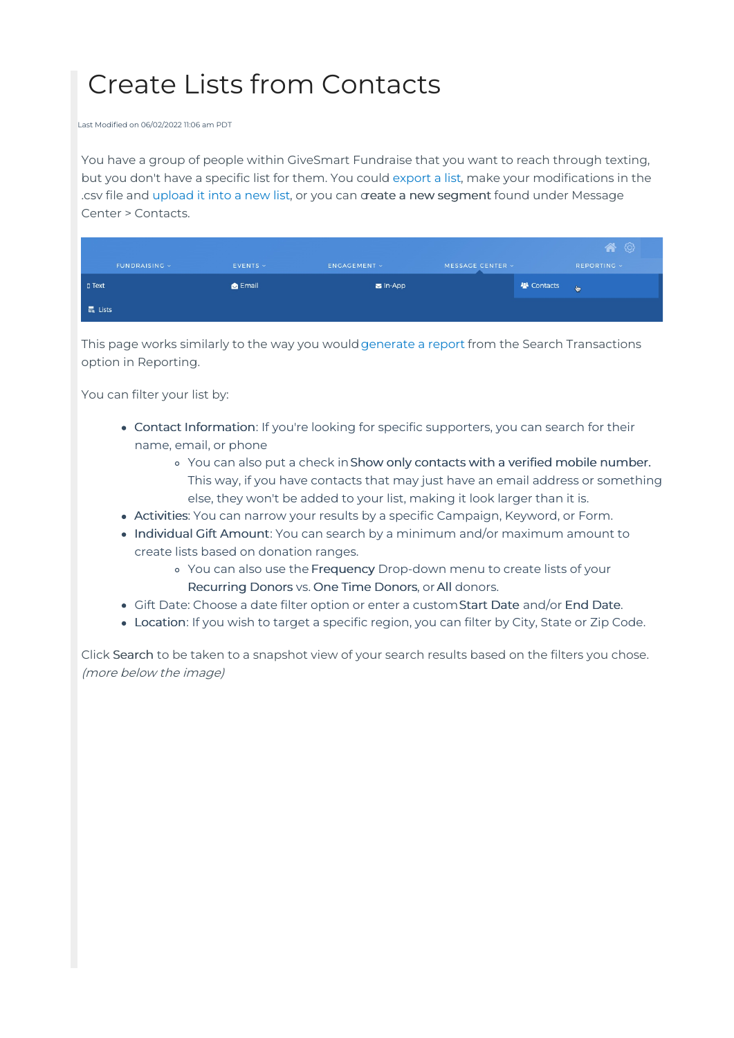# Create Lists from Contacts

Last Modified on 06/02/2022 11:06 am PDT

You have a group of people within GiveSmart Fundraise that you want to reach through texting, but you don't have a specific list for them. You could export a list, make your modifications in the .csv file and upload it into a new list, or you can **create a new segment** found under Message Center > Contacts.

This page works similarly to the way you would generate a report from the Search Transactions option in Reporting.

You can filter your list by:

- **Contact Information**: If you're looking for specific supporters, you can search for their name, email, or phone
  - You can also put a check in **Show only contacts with a verified mobile number.** This way, if you have contacts that may just have an email address or something else, they won't be added to your list, making it look larger than it is.
- **Activities**: You can narrow your results by a specific Campaign, Keyword, or Form.
- **Individual Gift Amount**: You can search by a minimum and/or maximum amount to create lists based on donation ranges.
  - You can also use the **Frequency** Drop-down menu to create lists of your **Recurring Donors** vs. **One Time Donors**, or **All** donors.
- Gift Date: Choose a date filter option or enter a custom **Start Date** and/or **End Date**.
- **Location**: If you wish to target a specific region, you can filter by City, State or Zip Code.

Click **Search** to be taken to a snapshot view of your search results based on the filters you chose. *(more below the image)*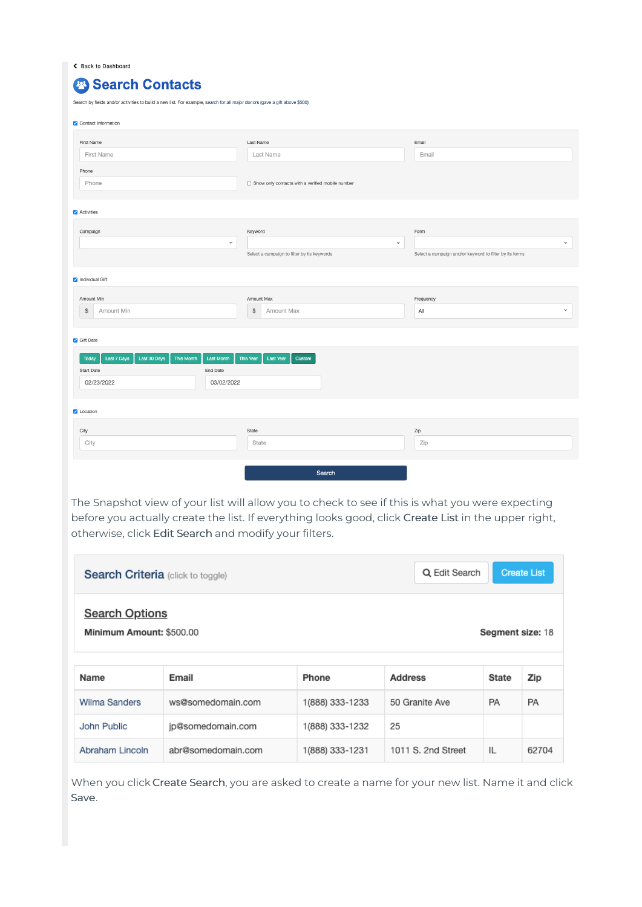‹ Back to Dashboard

# Search Contacts

Search by fields and/or activities to build a new list. For example, search for all major donors (gave a gift above $500)

☑ Contact Information

First Name: First Name
Last Name: Last Name
Email: Email
Phone: Phone
☐ Show only contacts with a verified mobile number

☑ Activities

Campaign
Keyword — Select a campaign to filter by its keywords
Form — Select a campaign and/or keyword to filter by its forms

☑ Individual Gift

Amount Min: $ Amount Min
Amount Max: $ Amount Max
Frequency: All

☑ Gift Date

Today | Last 7 Days | Last 30 Days | This Month | Last Month | This Year | Last Year | Custom

Start Date: 02/23/2022
End Date: 03/02/2022

☑ Location

City: City
State: State
Zip: Zip

Search

The Snapshot view of your list will allow you to check to see if this is what you were expecting before you actually create the list. If everything looks good, click Create List in the upper right, otherwise, click Edit Search and modify your filters.

**Search Criteria** (click to toggle) — Edit Search | Create List

**Search Options**

**Minimum Amount:** $500.00

**Segment size:** 18

| Name | Email | Phone | Address | State | Zip |
|---|---|---|---|---|---|
| Wilma Sanders | ws@somedomain.com | 1(888) 333-1233 | 50 Granite Ave | PA | PA |
| John Public | jp@somedomain.com | 1(888) 333-1232 | 25 | | |
| Abraham Lincoln | abr@somedomain.com | 1(888) 333-1231 | 1011 S. 2nd Street | IL | 62704 |

When you click Create Search, you are asked to create a name for your new list. Name it and click Save.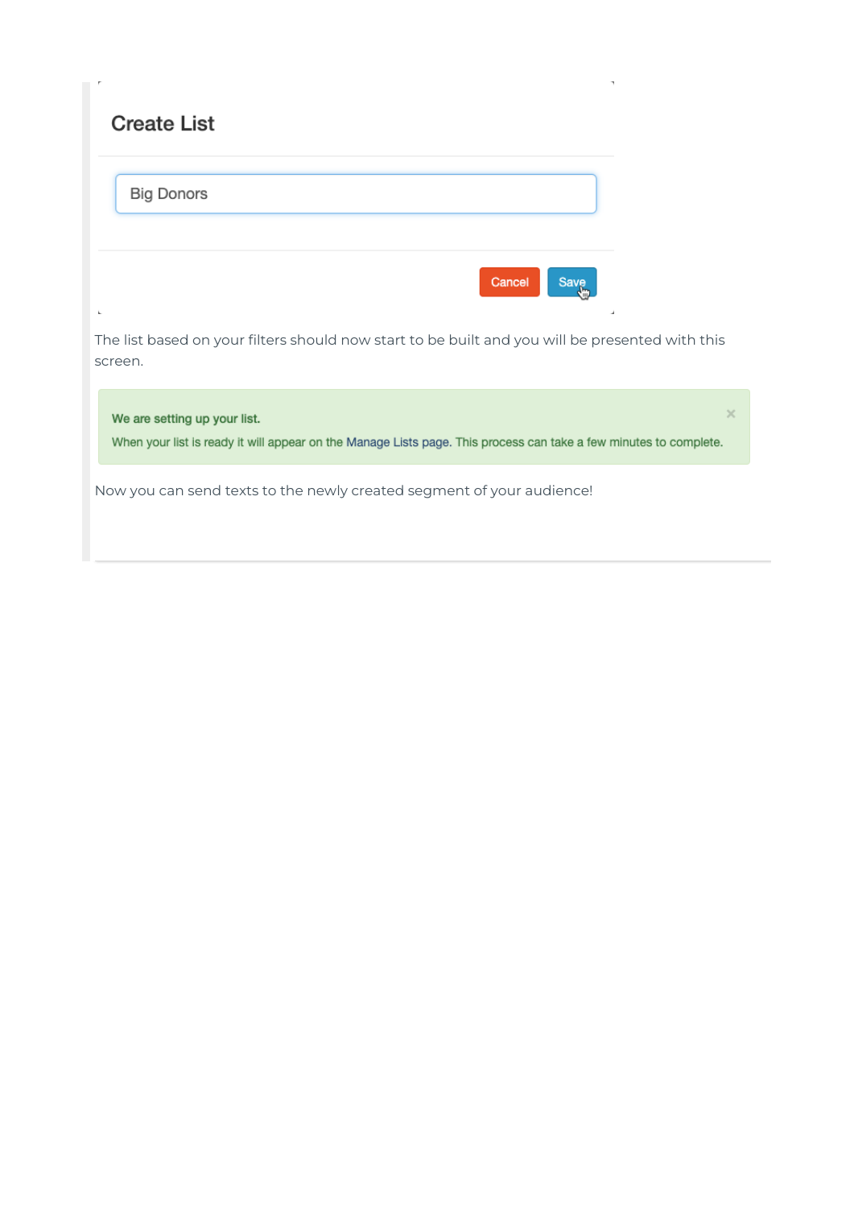The list based on your filters should now start to be built and you will be presented with this screen.

Now you can send texts to the newly created segment of your audience!